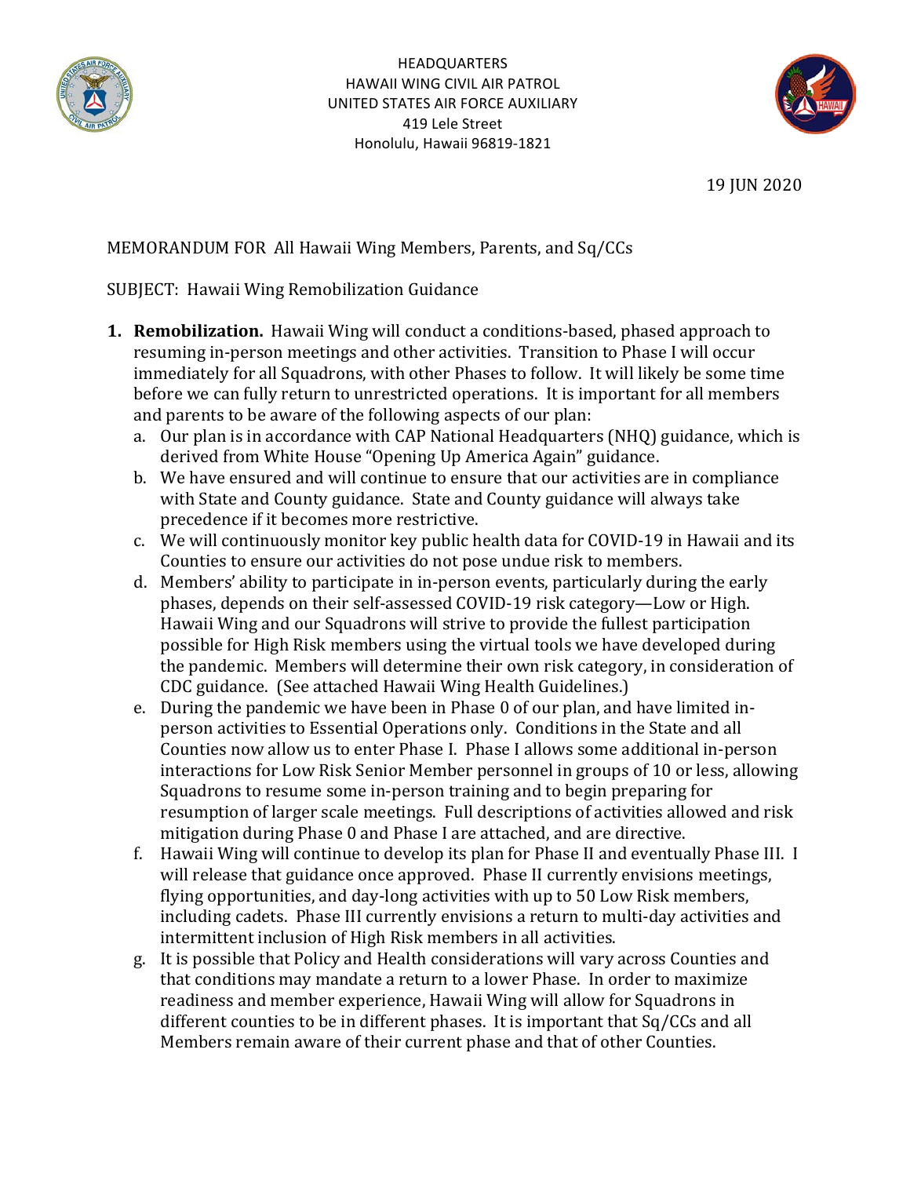HEADQUARTERS
HAWAII WING CIVIL AIR PATROL
UNITED STATES AIR FORCE AUXILIARY
419 Lele Street
Honolulu, Hawaii 96819-1821

19 JUN 2020

MEMORANDUM FOR All Hawaii Wing Members, Parents, and Sq/CCs

SUBJECT: Hawaii Wing Remobilization Guidance

1. **Remobilization.** Hawaii Wing will conduct a conditions-based, phased approach to resuming in-person meetings and other activities. Transition to Phase I will occur immediately for all Squadrons, with other Phases to follow. It will likely be some time before we can fully return to unrestricted operations. It is important for all members and parents to be aware of the following aspects of our plan:
   a. Our plan is in accordance with CAP National Headquarters (NHQ) guidance, which is derived from White House "Opening Up America Again" guidance.
   b. We have ensured and will continue to ensure that our activities are in compliance with State and County guidance. State and County guidance will always take precedence if it becomes more restrictive.
   c. We will continuously monitor key public health data for COVID-19 in Hawaii and its Counties to ensure our activities do not pose undue risk to members.
   d. Members' ability to participate in in-person events, particularly during the early phases, depends on their self-assessed COVID-19 risk category—Low or High. Hawaii Wing and our Squadrons will strive to provide the fullest participation possible for High Risk members using the virtual tools we have developed during the pandemic. Members will determine their own risk category, in consideration of CDC guidance. (See attached Hawaii Wing Health Guidelines.)
   e. During the pandemic we have been in Phase 0 of our plan, and have limited in-person activities to Essential Operations only. Conditions in the State and all Counties now allow us to enter Phase I. Phase I allows some additional in-person interactions for Low Risk Senior Member personnel in groups of 10 or less, allowing Squadrons to resume some in-person training and to begin preparing for resumption of larger scale meetings. Full descriptions of activities allowed and risk mitigation during Phase 0 and Phase I are attached, and are directive.
   f. Hawaii Wing will continue to develop its plan for Phase II and eventually Phase III. I will release that guidance once approved. Phase II currently envisions meetings, flying opportunities, and day-long activities with up to 50 Low Risk members, including cadets. Phase III currently envisions a return to multi-day activities and intermittent inclusion of High Risk members in all activities.
   g. It is possible that Policy and Health considerations will vary across Counties and that conditions may mandate a return to a lower Phase. In order to maximize readiness and member experience, Hawaii Wing will allow for Squadrons in different counties to be in different phases. It is important that Sq/CCs and all Members remain aware of their current phase and that of other Counties.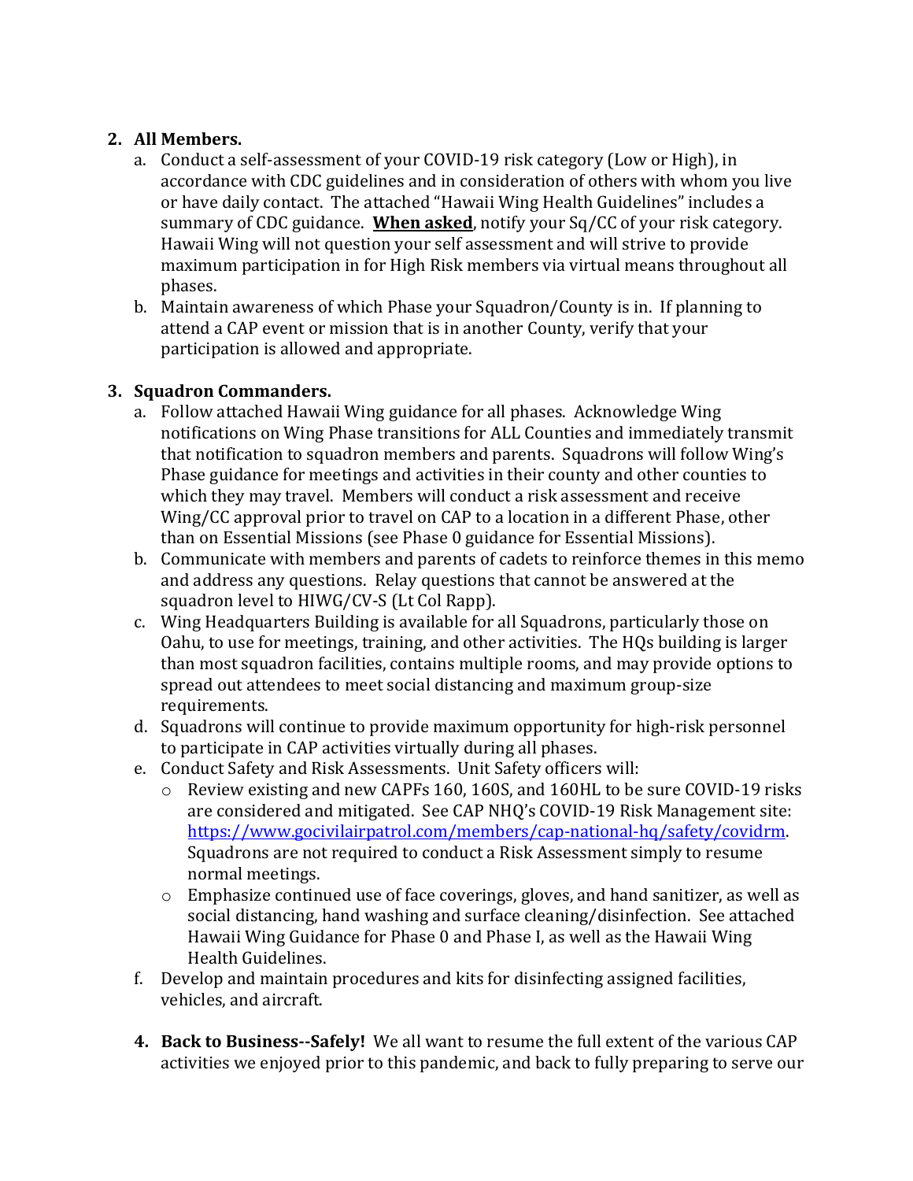2. **All Members.**
    a. Conduct a self-assessment of your COVID-19 risk category (Low or High), in accordance with CDC guidelines and in consideration of others with whom you live or have daily contact. The attached "Hawaii Wing Health Guidelines" includes a summary of CDC guidance. **When asked**, notify your Sq/CC of your risk category. Hawaii Wing will not question your self assessment and will strive to provide maximum participation in for High Risk members via virtual means throughout all phases.
    b. Maintain awareness of which Phase your Squadron/County is in. If planning to attend a CAP event or mission that is in another County, verify that your participation is allowed and appropriate.

3. **Squadron Commanders.**
    a. Follow attached Hawaii Wing guidance for all phases. Acknowledge Wing notifications on Wing Phase transitions for ALL Counties and immediately transmit that notification to squadron members and parents. Squadrons will follow Wing's Phase guidance for meetings and activities in their county and other counties to which they may travel. Members will conduct a risk assessment and receive Wing/CC approval prior to travel on CAP to a location in a different Phase, other than on Essential Missions (see Phase 0 guidance for Essential Missions).
    b. Communicate with members and parents of cadets to reinforce themes in this memo and address any questions. Relay questions that cannot be answered at the squadron level to HIWG/CV-S (Lt Col Rapp).
    c. Wing Headquarters Building is available for all Squadrons, particularly those on Oahu, to use for meetings, training, and other activities. The HQs building is larger than most squadron facilities, contains multiple rooms, and may provide options to spread out attendees to meet social distancing and maximum group-size requirements.
    d. Squadrons will continue to provide maximum opportunity for high-risk personnel to participate in CAP activities virtually during all phases.
    e. Conduct Safety and Risk Assessments. Unit Safety officers will:
        - Review existing and new CAPFs 160, 160S, and 160HL to be sure COVID-19 risks are considered and mitigated. See CAP NHQ's COVID-19 Risk Management site: https://www.gocivilairpatrol.com/members/cap-national-hq/safety/covidrm. Squadrons are not required to conduct a Risk Assessment simply to resume normal meetings.
        - Emphasize continued use of face coverings, gloves, and hand sanitizer, as well as social distancing, hand washing and surface cleaning/disinfection. See attached Hawaii Wing Guidance for Phase 0 and Phase I, as well as the Hawaii Wing Health Guidelines.
    f. Develop and maintain procedures and kits for disinfecting assigned facilities, vehicles, and aircraft.

4. **Back to Business--Safely!** We all want to resume the full extent of the various CAP activities we enjoyed prior to this pandemic, and back to fully preparing to serve our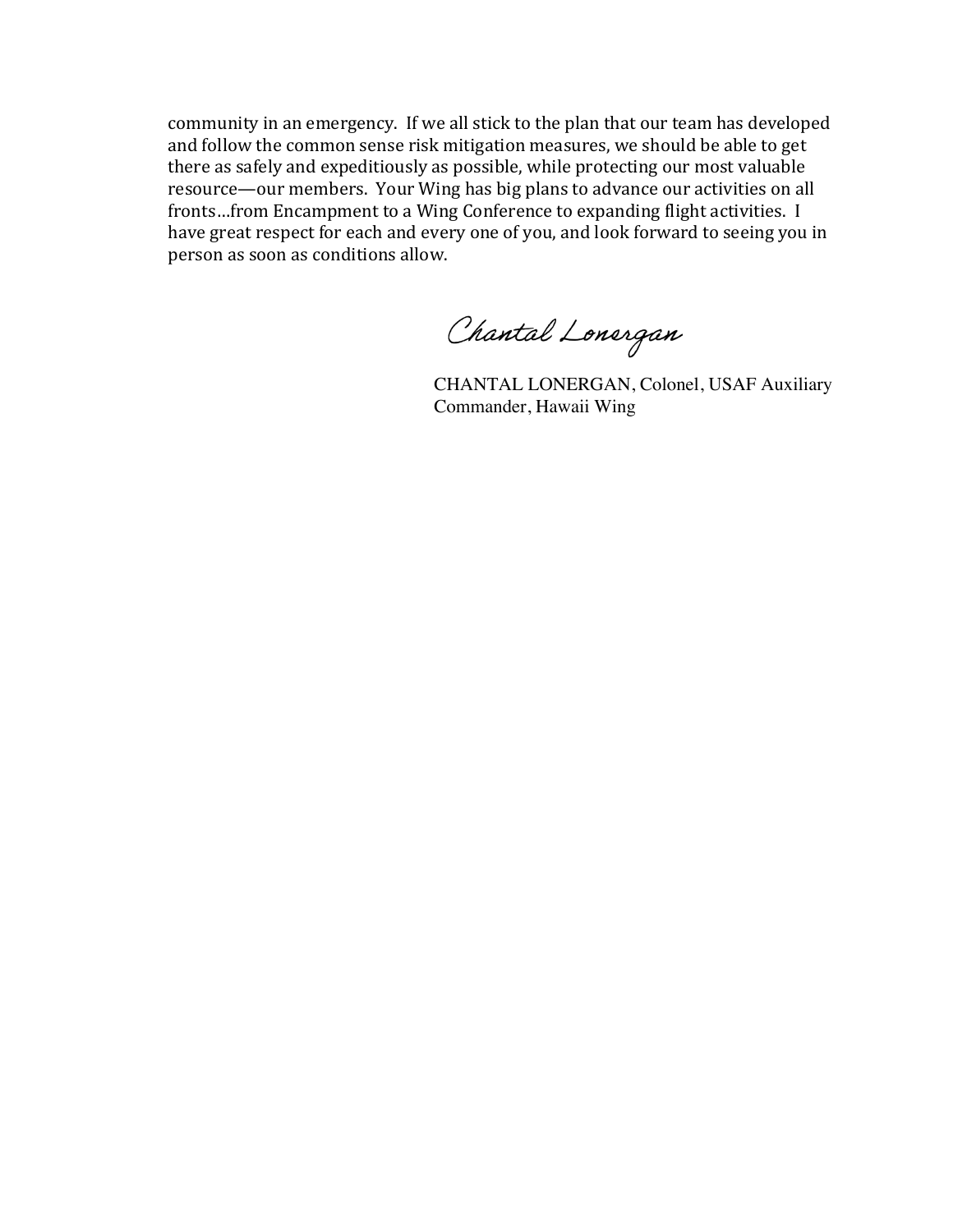community in an emergency. If we all stick to the plan that our team has developed and follow the common sense risk mitigation measures, we should be able to get there as safely and expeditiously as possible, while protecting our most valuable resource—our members. Your Wing has big plans to advance our activities on all fronts…from Encampment to a Wing Conference to expanding flight activities. I have great respect for each and every one of you, and look forward to seeing you in person as soon as conditions allow.

*Chantal Lonergan*

CHANTAL LONERGAN, Colonel, USAF Auxiliary
Commander, Hawaii Wing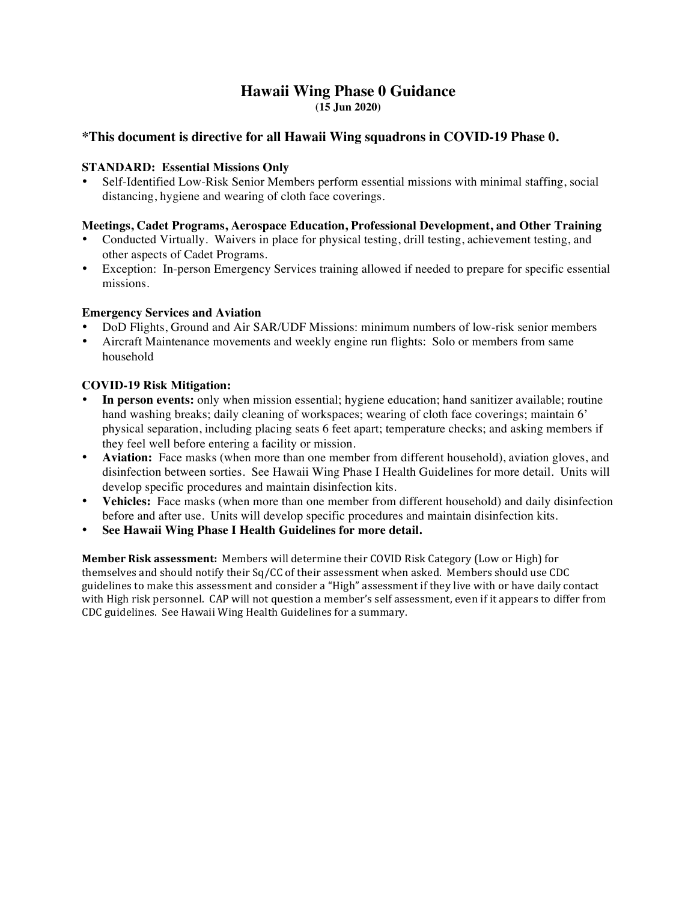# Hawaii Wing Phase 0 Guidance

**(15 Jun 2020)**

## *This document is directive for all Hawaii Wing squadrons in COVID-19 Phase 0.

**STANDARD: Essential Missions Only**

- Self-Identified Low-Risk Senior Members perform essential missions with minimal staffing, social distancing, hygiene and wearing of cloth face coverings.

**Meetings, Cadet Programs, Aerospace Education, Professional Development, and Other Training**

- Conducted Virtually. Waivers in place for physical testing, drill testing, achievement testing, and other aspects of Cadet Programs.
- Exception: In-person Emergency Services training allowed if needed to prepare for specific essential missions.

**Emergency Services and Aviation**

- DoD Flights, Ground and Air SAR/UDF Missions: minimum numbers of low-risk senior members
- Aircraft Maintenance movements and weekly engine run flights: Solo or members from same household

**COVID-19 Risk Mitigation:**

- **In person events:** only when mission essential; hygiene education; hand sanitizer available; routine hand washing breaks; daily cleaning of workspaces; wearing of cloth face coverings; maintain 6' physical separation, including placing seats 6 feet apart; temperature checks; and asking members if they feel well before entering a facility or mission.
- **Aviation:** Face masks (when more than one member from different household), aviation gloves, and disinfection between sorties. See Hawaii Wing Phase I Health Guidelines for more detail. Units will develop specific procedures and maintain disinfection kits.
- **Vehicles:** Face masks (when more than one member from different household) and daily disinfection before and after use. Units will develop specific procedures and maintain disinfection kits.
- **See Hawaii Wing Phase I Health Guidelines for more detail.**

**Member Risk assessment:** Members will determine their COVID Risk Category (Low or High) for themselves and should notify their Sq/CC of their assessment when asked. Members should use CDC guidelines to make this assessment and consider a "High" assessment if they live with or have daily contact with High risk personnel. CAP will not question a member's self assessment, even if it appears to differ from CDC guidelines. See Hawaii Wing Health Guidelines for a summary.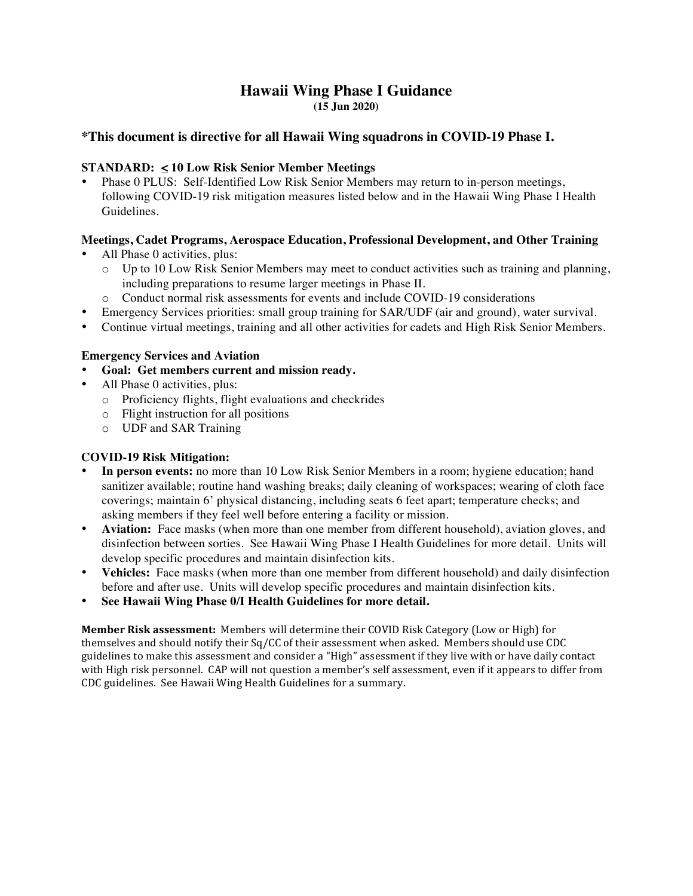# Hawaii Wing Phase I Guidance

**(15 Jun 2020)**

## *This document is directive for all Hawaii Wing squadrons in COVID-19 Phase I.

**STANDARD: ≤ 10 Low Risk Senior Member Meetings**

- Phase 0 PLUS: Self-Identified Low Risk Senior Members may return to in-person meetings, following COVID-19 risk mitigation measures listed below and in the Hawaii Wing Phase I Health Guidelines.

**Meetings, Cadet Programs, Aerospace Education, Professional Development, and Other Training**

- All Phase 0 activities, plus:
  - Up to 10 Low Risk Senior Members may meet to conduct activities such as training and planning, including preparations to resume larger meetings in Phase II.
  - Conduct normal risk assessments for events and include COVID-19 considerations
- Emergency Services priorities: small group training for SAR/UDF (air and ground), water survival.
- Continue virtual meetings, training and all other activities for cadets and High Risk Senior Members.

**Emergency Services and Aviation**

- **Goal: Get members current and mission ready.**
- All Phase 0 activities, plus:
  - Proficiency flights, flight evaluations and checkrides
  - Flight instruction for all positions
  - UDF and SAR Training

**COVID-19 Risk Mitigation:**

- **In person events:** no more than 10 Low Risk Senior Members in a room; hygiene education; hand sanitizer available; routine hand washing breaks; daily cleaning of workspaces; wearing of cloth face coverings; maintain 6' physical distancing, including seats 6 feet apart; temperature checks; and asking members if they feel well before entering a facility or mission.
- **Aviation:** Face masks (when more than one member from different household), aviation gloves, and disinfection between sorties. See Hawaii Wing Phase I Health Guidelines for more detail. Units will develop specific procedures and maintain disinfection kits.
- **Vehicles:** Face masks (when more than one member from different household) and daily disinfection before and after use. Units will develop specific procedures and maintain disinfection kits.
- **See Hawaii Wing Phase 0/I Health Guidelines for more detail.**

**Member Risk assessment:** Members will determine their COVID Risk Category (Low or High) for themselves and should notify their Sq/CC of their assessment when asked. Members should use CDC guidelines to make this assessment and consider a "High" assessment if they live with or have daily contact with High risk personnel. CAP will not question a member's self assessment, even if it appears to differ from CDC guidelines. See Hawaii Wing Health Guidelines for a summary.